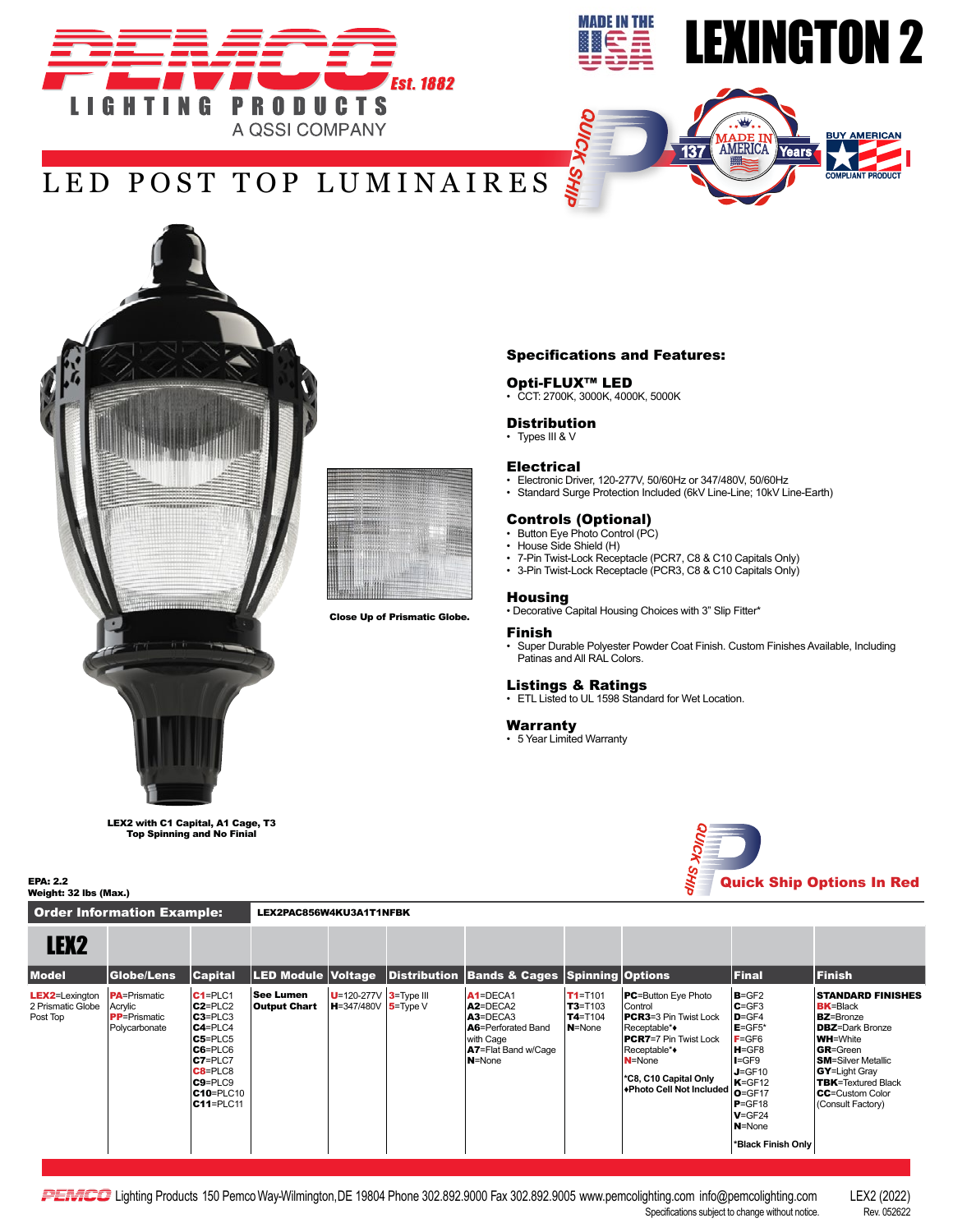# PEMCO Lighting Products

Est. 1882

A QSSI COMPANY

MADE IN THE USA

# LEXINGTON 2

## LED POST TOP LUMINAIRES

QUICK SHIP

MADE IN AMERICA 137 Years

BUY AMERICAN COMPLIANT PRODUCT

Close Up of Prismatic Globe.

LEX2 with C1 Capital, A1 Cage, T3 Top Spinning and No Finial

## Specifications and Features:

### Opti-FLUX™ LED
- CCT: 2700K, 3000K, 4000K, 5000K

### Distribution
- Types III & V

### Electrical
- Electronic Driver, 120-277V, 50/60Hz or 347/480V, 50/60Hz
- Standard Surge Protection Included (6kV Line-Line; 10kV Line-Earth)

### Controls (Optional)
- Button Eye Photo Control (PC)
- House Side Shield (H)
- 7-Pin Twist-Lock Receptacle (PCR7, C8 & C10 Capitals Only)
- 3-Pin Twist-Lock Receptacle (PCR3, C8 & C10 Capitals Only)

### Housing
- Decorative Capital Housing Choices with 3" Slip Fitter*

### Finish
- Super Durable Polyester Powder Coat Finish. Custom Finishes Available, Including Patinas and All RAL Colors.

### Listings & Ratings
- ETL Listed to UL 1598 Standard for Wet Location.

### Warranty
- 5 Year Limited Warranty

**EPA: 2.2**
**Weight: 32 lbs (Max.)**

QUICK SHIP **Quick Ship Options In Red**

**Order Information Example:** LEX2PAC856W4KU3A1T1NFBK

| LEX2 | | | | | | | | | | |
|---|---|---|---|---|---|---|---|---|---|---|
| **Model** | **Globe/Lens** | **Capital** | **LED Module** | **Voltage** | **Distribution** | **Bands & Cages** | **Spinning** | **Options** | **Final** | **Finish** |
| **LEX2**=Lexington 2 Prismatic Globe Post Top | **PA**=Prismatic Acrylic<br>**PP**=Prismatic Polycarbonate | **C1**=PLC1<br>**C2**=PLC2<br>**C3**=PLC3<br>**C4**=PLC4<br>**C5**=PLC5<br>**C6**=PLC6<br>**C7**=PLC7<br>**C8**=PLC8<br>**C9**=PLC9<br>**C10**=PLC10<br>**C11**=PLC11 | **See Lumen Output Chart** | **U**=120-277V<br>**H**=347/480V | **3**=Type III<br>**5**=Type V | **A1**=DECA1<br>**A2**=DECA2<br>**A3**=DECA3<br>**A6**=Perforated Band with Cage<br>**A7**=Flat Band w/Cage<br>**N**=None | **T1**=T101<br>**T3**=T103<br>**T4**=T104<br>**N**=None | **PC**=Button Eye Photo Control<br>**PCR3**=3 Pin Twist Lock Receptacle*♦<br>**PCR7**=7 Pin Twist Lock Receptacle*♦<br>**N**=None<br><br>*C8, C10 Capital Only<br>♦Photo Cell Not Included | **B**=GF2<br>**C**=GF3<br>**D**=GF4<br>**E**=GF5*<br>**F**=GF6<br>**H**=GF8<br>**I**=GF9<br>**J**=GF10<br>**K**=GF12<br>**O**=GF17<br>**P**=GF18<br>**V**=GF24<br>**N**=None<br><br>*Black Finish Only | **STANDARD FINISHES**<br>**BK**=Black<br>**BZ**=Bronze<br>**DBZ**=Dark Bronze<br>**WH**=White<br>**GR**=Green<br>**SM**=Silver Metallic<br>**GY**=Light Gray<br>**TBK**=Textured Black<br>**CC**=Custom Color (Consult Factory) |

PEMCO Lighting Products 150 Pemco Way-Wilmington, DE 19804 Phone 302.892.9000 Fax 302.892.9005 www.pemcolighting.com info@pemcolighting.com

Specifications subject to change without notice.

LEX2 (2022) Rev. 052622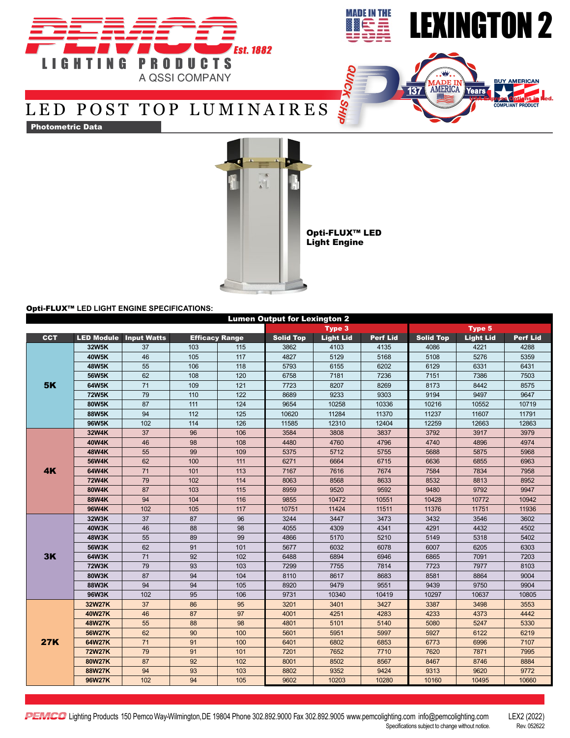# PEMCO LIGHTING PRODUCTS

Est. 1882

A QSSI COMPANY

MADE IN THE USA

# LEXINGTON 2

## LED POST TOP LUMINAIRES

**Photometric Data**

**Opti-FLUX™ LED Light Engine**

**Opti-FLUX™ LED LIGHT ENGINE SPECIFICATIONS:**

| Lumen Output for Lexington 2 | | | | | | | | | | |
|---|---|---|---|---|---|---|---|---|---|---|
| | | | | | Type 3 | | | Type 5 | | |
| CCT | LED Module | Input Watts | Efficacy Range | | Solid Top | Light Lid | Perf Lid | Solid Top | Light Lid | Perf Lid |
| 5K | 32W5K | 37 | 103 | 115 | 3862 | 4103 | 4135 | 4086 | 4221 | 4288 |
| | 40W5K | 46 | 105 | 117 | 4827 | 5129 | 5168 | 5108 | 5276 | 5359 |
| | 48W5K | 55 | 106 | 118 | 5793 | 6155 | 6202 | 6129 | 6331 | 6431 |
| | 56W5K | 62 | 108 | 120 | 6758 | 7181 | 7236 | 7151 | 7386 | 7503 |
| | 64W5K | 71 | 109 | 121 | 7723 | 8207 | 8269 | 8173 | 8442 | 8575 |
| | 72W5K | 79 | 110 | 122 | 8689 | 9233 | 9303 | 9194 | 9497 | 9647 |
| | 80W5K | 87 | 111 | 124 | 9654 | 10258 | 10336 | 10216 | 10552 | 10719 |
| | 88W5K | 94 | 112 | 125 | 10620 | 11284 | 11370 | 11237 | 11607 | 11791 |
| | 96W5K | 102 | 114 | 126 | 11585 | 12310 | 12404 | 12259 | 12663 | 12863 |
| 4K | 32W4K | 37 | 96 | 106 | 3584 | 3808 | 3837 | 3792 | 3917 | 3979 |
| | 40W4K | 46 | 98 | 108 | 4480 | 4760 | 4796 | 4740 | 4896 | 4974 |
| | 48W4K | 55 | 99 | 109 | 5375 | 5712 | 5755 | 5688 | 5875 | 5968 |
| | 56W4K | 62 | 100 | 111 | 6271 | 6664 | 6715 | 6636 | 6855 | 6963 |
| | 64W4K | 71 | 101 | 113 | 7167 | 7616 | 7674 | 7584 | 7834 | 7958 |
| | 72W4K | 79 | 102 | 114 | 8063 | 8568 | 8633 | 8532 | 8813 | 8952 |
| | 80W4K | 87 | 103 | 115 | 8959 | 9520 | 9592 | 9480 | 9792 | 9947 |
| | 88W4K | 94 | 104 | 116 | 9855 | 10472 | 10551 | 10428 | 10772 | 10942 |
| | 96W4K | 102 | 105 | 117 | 10751 | 11424 | 11511 | 11376 | 11751 | 11936 |
| 3K | 32W3K | 37 | 87 | 96 | 3244 | 3447 | 3473 | 3432 | 3546 | 3602 |
| | 40W3K | 46 | 88 | 98 | 4055 | 4309 | 4341 | 4291 | 4432 | 4502 |
| | 48W3K | 55 | 89 | 99 | 4866 | 5170 | 5210 | 5149 | 5318 | 5402 |
| | 56W3K | 62 | 91 | 101 | 5677 | 6032 | 6078 | 6007 | 6205 | 6303 |
| | 64W3K | 71 | 92 | 102 | 6488 | 6894 | 6946 | 6865 | 7091 | 7203 |
| | 72W3K | 79 | 93 | 103 | 7299 | 7755 | 7814 | 7723 | 7977 | 8103 |
| | 80W3K | 87 | 94 | 104 | 8110 | 8617 | 8683 | 8581 | 8864 | 9004 |
| | 88W3K | 94 | 94 | 105 | 8920 | 9479 | 9551 | 9439 | 9750 | 9904 |
| | 96W3K | 102 | 95 | 106 | 9731 | 10340 | 10419 | 10297 | 10637 | 10805 |
| 27K | 32W27K | 37 | 86 | 95 | 3201 | 3401 | 3427 | 3387 | 3498 | 3553 |
| | 40W27K | 46 | 87 | 97 | 4001 | 4251 | 4283 | 4233 | 4373 | 4442 |
| | 48W27K | 55 | 88 | 98 | 4801 | 5101 | 5140 | 5080 | 5247 | 5330 |
| | 56W27K | 62 | 90 | 100 | 5601 | 5951 | 5997 | 5927 | 6122 | 6219 |
| | 64W27K | 71 | 91 | 100 | 6401 | 6802 | 6853 | 6773 | 6996 | 7107 |
| | 72W27K | 79 | 91 | 101 | 7201 | 7652 | 7710 | 7620 | 7871 | 7995 |
| | 80W27K | 87 | 92 | 102 | 8001 | 8502 | 8567 | 8467 | 8746 | 8884 |
| | 88W27K | 94 | 93 | 103 | 8802 | 9352 | 9424 | 9313 | 9620 | 9772 |
| | 96W27K | 102 | 94 | 105 | 9602 | 10203 | 10280 | 10160 | 10495 | 10660 |

PEMCO Lighting Products 150 Pemco Way-Wilmington,DE 19804 Phone 302.892.9000 Fax 302.892.9005 www.pemcolighting.com info@pemcolighting.com

Specifications subject to change without notice.

LEX2 (2022) Rev. 052622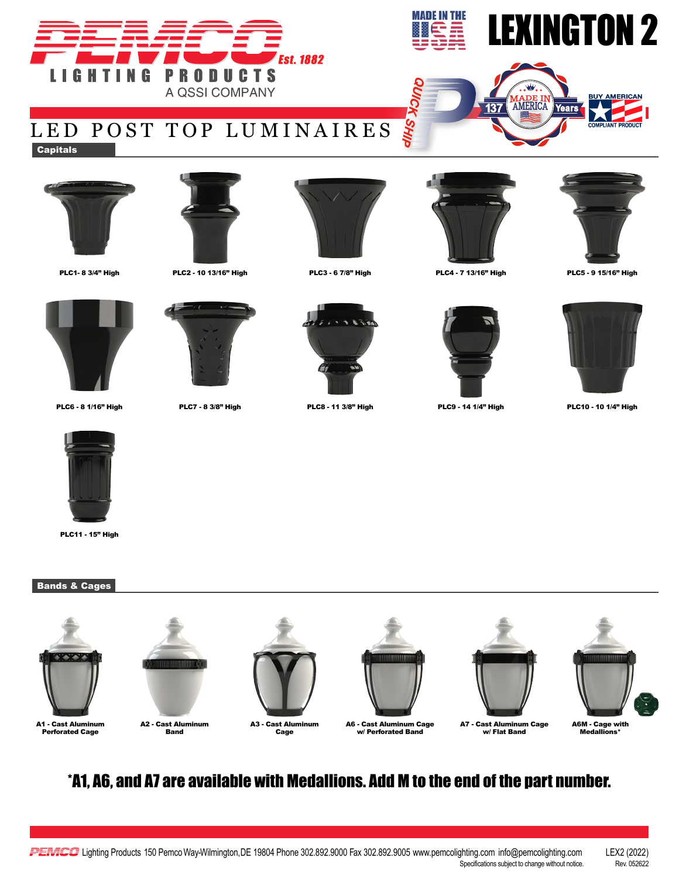# LEXINGTON 2

PEMCO Est. 1882
LIGHTING PRODUCTS
A QSSI COMPANY

MADE IN THE USA

QUICK SHIP

137 Years MADE IN AMERICA

BUY AMERICAN COMPLIANT PRODUCT

## LED POST TOP LUMINAIRES

### Capitals

PLC1- 8 3/4" High

PLC2 - 10 13/16" High

PLC3 - 6 7/8" High

PLC4 - 7 13/16" High

PLC5 - 9 15/16" High

PLC6 - 8 1/16" High

PLC7 - 8 3/8" High

PLC8 - 11 3/8" High

PLC9 - 14 1/4" High

PLC10 - 10 1/4" High

PLC11 - 15" High

### Bands & Cages

A1 - Cast Aluminum Perforated Cage

A2 - Cast Aluminum Band

A3 - Cast Aluminum Cage

A6 - Cast Aluminum Cage w/ Perforated Band

A7 - Cast Aluminum Cage w/ Flat Band

A6M - Cage with Medallions*

**\*A1, A6, and A7 are available with Medallions. Add M to the end of the part number.**

PEMCO Lighting Products 150 Pemco Way-Wilmington,DE 19804 Phone 302.892.9000 Fax 302.892.9005 www.pemcolighting.com info@pemcolighting.com LEX2 (2022)

Specifications subject to change without notice. Rev. 052622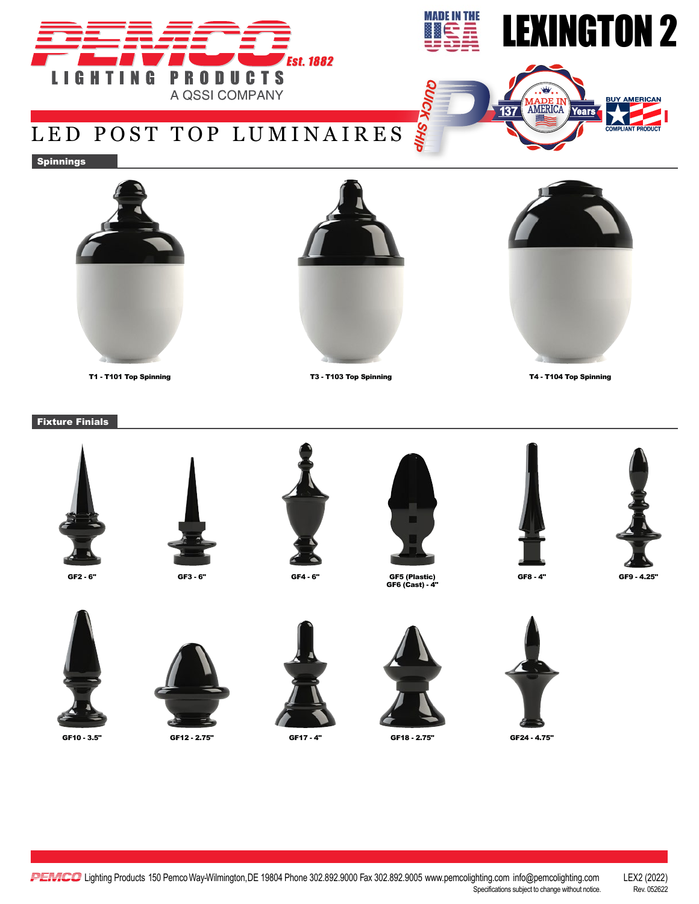# LEXINGTON 2

PEMCO LIGHTING PRODUCTS Est. 1882
A QSSI COMPANY

MADE IN THE USA

QUICK SHIP

137 Years MADE IN AMERICA

BUY AMERICAN COMPLIANT PRODUCT

## LED POST TOP LUMINAIRES

### Spinnings

T1 - T101 Top Spinning

T3 - T103 Top Spinning

T4 - T104 Top Spinning

### Fixture Finials

GF2 - 6"

GF3 - 6"

GF4 - 6"

GF5 (Plastic)
GF6 (Cast) - 4"

GF8 - 4"

GF9 - 4.25"

GF10 - 3.5"

GF12 - 2.75"

GF17 - 4"

GF18 - 2.75"

GF24 - 4.75"

PEMCO Lighting Products 150 Pemco Way-Wilmington,DE 19804 Phone 302.892.9000 Fax 302.892.9005 www.pemcolighting.com info@pemcolighting.com
Specifications subject to change without notice.

LEX2 (2022)
Rev. 052622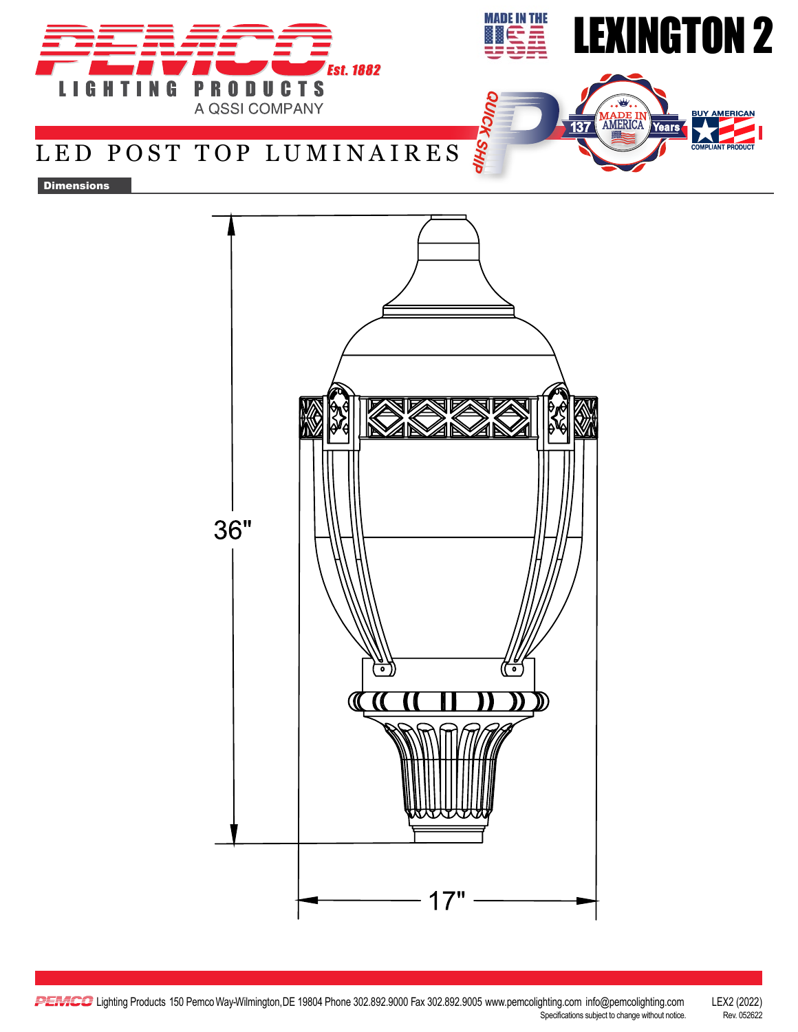PEMCO Est. 1882

LIGHTING PRODUCTS

A QSSI COMPANY

MADE IN THE USA

# LEXINGTON 2

QUICK SHIP

MADE IN AMERICA 137 Years

BUY AMERICAN COMPLIANT PRODUCT

## LED POST TOP LUMINAIRES

**Dimensions**

36"

17"

PEMCO Lighting Products 150 Pemco Way-Wilmington,DE 19804 Phone 302.892.9000 Fax 302.892.9005 www.pemcolighting.com info@pemcolighting.com

Specifications subject to change without notice.

LEX2 (2022)

Rev. 052622